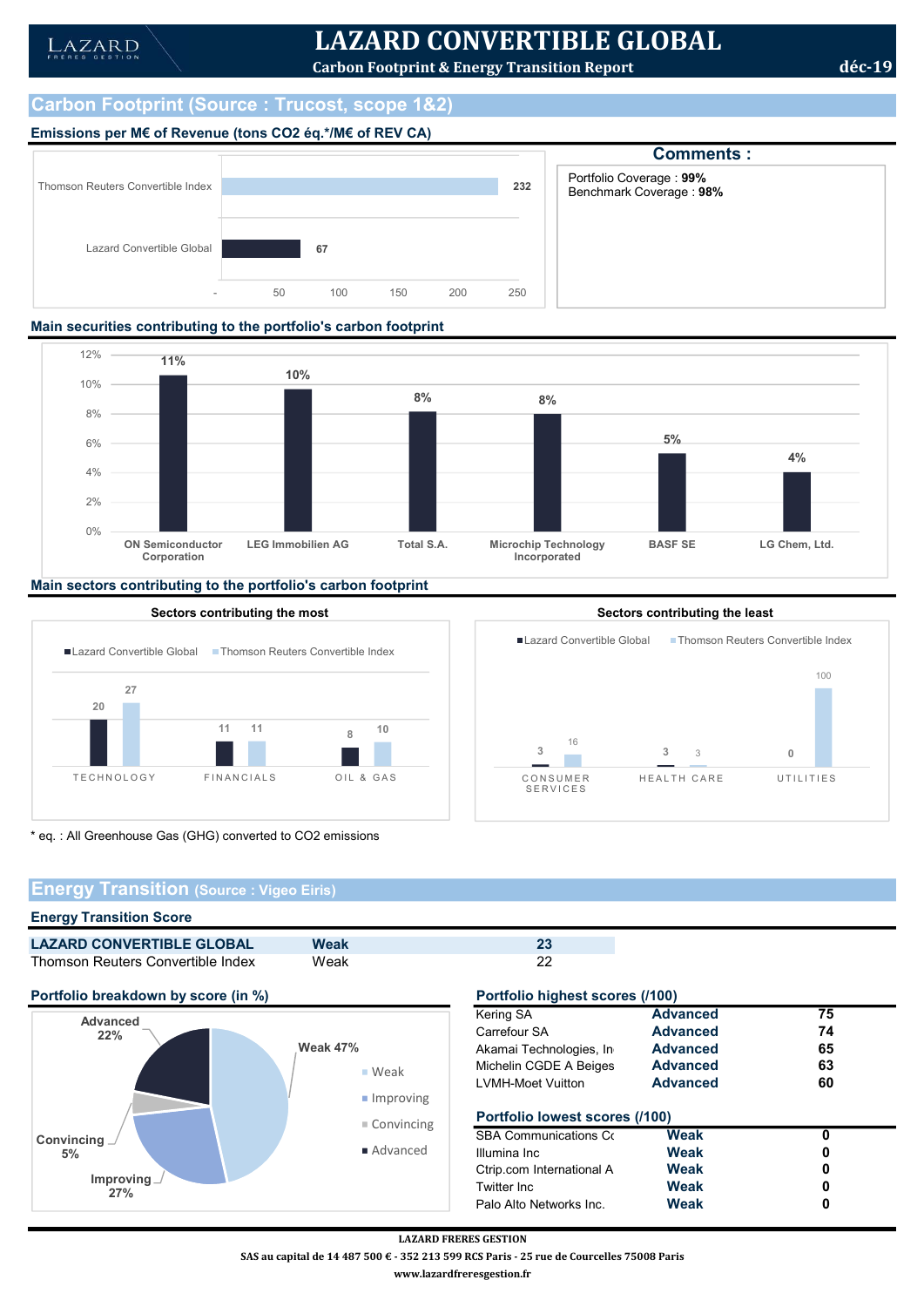# LAZARD CONVERTIBLE GLOBAL

**Carbon Footprint & Energy Transition Report**

**déc-19**

## Carbon Footprint (Source : Trucost, scope 1&2)

### Emissions per M€ of Revenue (tons CO2 éq.*/M€ of REV CA)

| | Emissions |
|---|---|
| Thomson Reuters Convertible Index | 232 |
| Lazard Convertible Global | 67 |

**Comments :**

Portfolio Coverage : **99%**
Benchmark Coverage : **98%**

### Main securities contributing to the portfolio's carbon footprint

| Security | Contribution |
|---|---|
| ON Semiconductor Corporation | 11% |
| LEG Immobilien AG | 10% |
| Total S.A. | 8% |
| Microchip Technology Incorporated | 8% |
| BASF SE | 5% |
| LG Chem, Ltd. | 4% |

### Main sectors contributing to the portfolio's carbon footprint

**Sectors contributing the most**

| Sector | Lazard Convertible Global | Thomson Reuters Convertible Index |
|---|---|---|
| TECHNOLOGY | 20 | 27 |
| FINANCIALS | 11 | 11 |
| OIL & GAS | 8 | 10 |

**Sectors contributing the least**

| Sector | Lazard Convertible Global | Thomson Reuters Convertible Index |
|---|---|---|
| CONSUMER SERVICES | 3 | 16 |
| HEALTH CARE | 3 | 3 |
| UTILITIES | 0 | 100 |

\* eq. : All Greenhouse Gas (GHG) converted to CO2 emissions

## Energy Transition (Source : Vigeo Eiris)

### Energy Transition Score

| | | |
|---|---|---|
| **LAZARD CONVERTIBLE GLOBAL** | **Weak** | **23** |
| Thomson Reuters Convertible Index | Weak | 22 |

### Portfolio breakdown by score (in %)

| Score | % |
|---|---|
| Weak | 47% |
| Improving | 27% |
| Convincing | 5% |
| Advanced | 22% |

### Portfolio highest scores (/100)

| | | |
|---|---|---|
| Kering SA | **Advanced** | **75** |
| Carrefour SA | **Advanced** | **74** |
| Akamai Technologies, In | **Advanced** | **65** |
| Michelin CGDE A Beiges | **Advanced** | **63** |
| LVMH-Moet Vuitton | **Advanced** | **60** |

### Portfolio lowest scores (/100)

| | | |
|---|---|---|
| SBA Communications Co | **Weak** | **0** |
| Illumina Inc | **Weak** | **0** |
| Ctrip.com International A | **Weak** | **0** |
| Twitter Inc | **Weak** | **0** |
| Palo Alto Networks Inc. | **Weak** | **0** |

**LAZARD FRERES GESTION**

**SAS au capital de 14 487 500 € - 352 213 599 RCS Paris - 25 rue de Courcelles 75008 Paris**

**www.lazardfreresgestion.fr**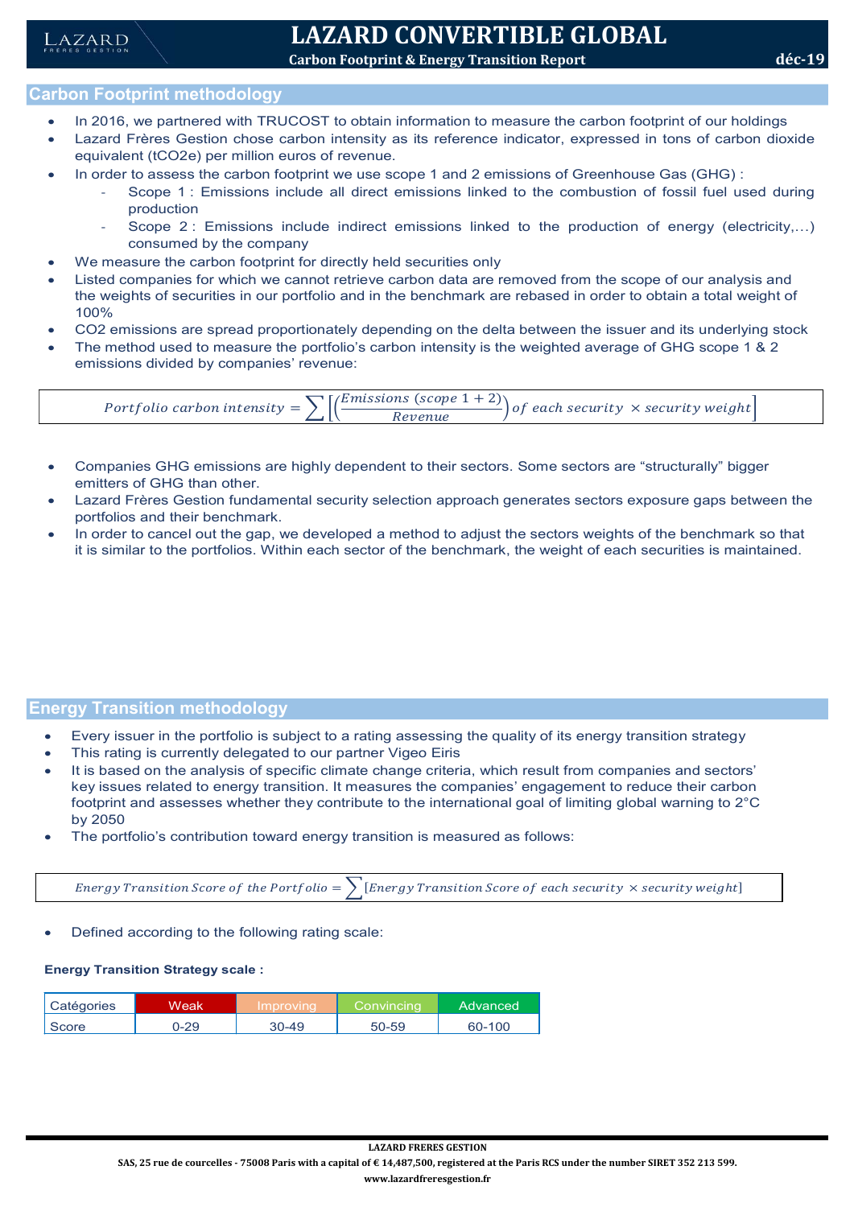# LAZARD CONVERTIBLE GLOBAL

**Carbon Footprint & Energy Transition Report** — déc-19

## Carbon Footprint methodology

- In 2016, we partnered with TRUCOST to obtain information to measure the carbon footprint of our holdings
- Lazard Frères Gestion chose carbon intensity as its reference indicator, expressed in tons of carbon dioxide equivalent (tCO2e) per million euros of revenue.
- In order to assess the carbon footprint we use scope 1 and 2 emissions of Greenhouse Gas (GHG) :
  - Scope 1 : Emissions include all direct emissions linked to the combustion of fossil fuel used during production
  - Scope 2 : Emissions include indirect emissions linked to the production of energy (electricity,…) consumed by the company
- We measure the carbon footprint for directly held securities only
- Listed companies for which we cannot retrieve carbon data are removed from the scope of our analysis and the weights of securities in our portfolio and in the benchmark are rebased in order to obtain a total weight of 100%
- CO2 emissions are spread proportionately depending on the delta between the issuer and its underlying stock
- The method used to measure the portfolio's carbon intensity is the weighted average of GHG scope 1 & 2 emissions divided by companies' revenue:

$$Portfolio\ carbon\ intensity = \sum \left[ \left( \frac{Emissions\ (scope\ 1+2)}{Revenue} \right) of\ each\ security\ \times security\ weight \right]$$

- Companies GHG emissions are highly dependent to their sectors. Some sectors are "structurally" bigger emitters of GHG than other.
- Lazard Frères Gestion fundamental security selection approach generates sectors exposure gaps between the portfolios and their benchmark.
- In order to cancel out the gap, we developed a method to adjust the sectors weights of the benchmark so that it is similar to the portfolios. Within each sector of the benchmark, the weight of each securities is maintained.

## Energy Transition methodology

- Every issuer in the portfolio is subject to a rating assessing the quality of its energy transition strategy
- This rating is currently delegated to our partner Vigeo Eiris
- It is based on the analysis of specific climate change criteria, which result from companies and sectors' key issues related to energy transition. It measures the companies' engagement to reduce their carbon footprint and assesses whether they contribute to the international goal of limiting global warning to 2°C by 2050
- The portfolio's contribution toward energy transition is measured as follows:

$$Energy\ Transition\ Score\ of\ the\ Portfolio = \sum [Energy\ Transition\ Score\ of\ each\ security\ \times security\ weight]$$

- Defined according to the following rating scale:

**Energy Transition Strategy scale :**

| Catégories | Weak | Improving | Convincing | Advanced |
|---|---|---|---|---|
| Score | 0-29 | 30-49 | 50-59 | 60-100 |

**LAZARD FRERES GESTION**

**SAS, 25 rue de courcelles - 75008 Paris with a capital of € 14,487,500, registered at the Paris RCS under the number SIRET 352 213 599.**

**www.lazardfreresgestion.fr**